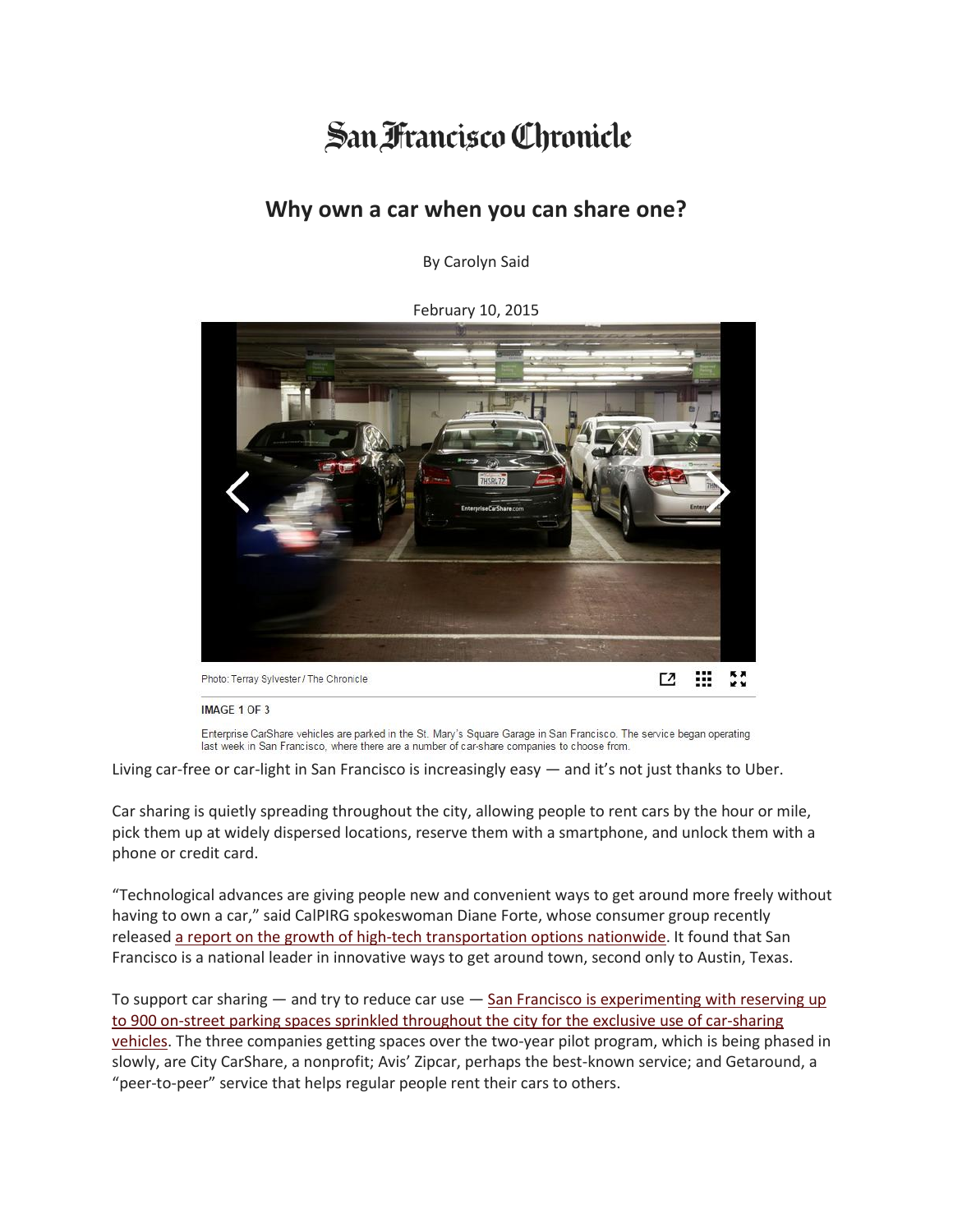San Francisco Chronicle

# Why own a car when you can share one?

By Carolyn Said

February 10, 2015

Photo: Terray Sylvester / The Chronicle

IMAGE 1 OF 3

Enterprise CarShare vehicles are parked in the St. Mary's Square Garage in San Francisco. The service began operating last week in San Francisco, where there are a number of car-share companies to choose from.

Living car-free or car-light in San Francisco is increasingly easy — and it's not just thanks to Uber.

Car sharing is quietly spreading throughout the city, allowing people to rent cars by the hour or mile, pick them up at widely dispersed locations, reserve them with a smartphone, and unlock them with a phone or credit card.

"Technological advances are giving people new and convenient ways to get around more freely without having to own a car," said CalPIRG spokeswoman Diane Forte, whose consumer group recently released a report on the growth of high-tech transportation options nationwide. It found that San Francisco is a national leader in innovative ways to get around town, second only to Austin, Texas.

To support car sharing — and try to reduce car use — San Francisco is experimenting with reserving up to 900 on-street parking spaces sprinkled throughout the city for the exclusive use of car-sharing vehicles. The three companies getting spaces over the two-year pilot program, which is being phased in slowly, are City CarShare, a nonprofit; Avis' Zipcar, perhaps the best-known service; and Getaround, a "peer-to-peer" service that helps regular people rent their cars to others.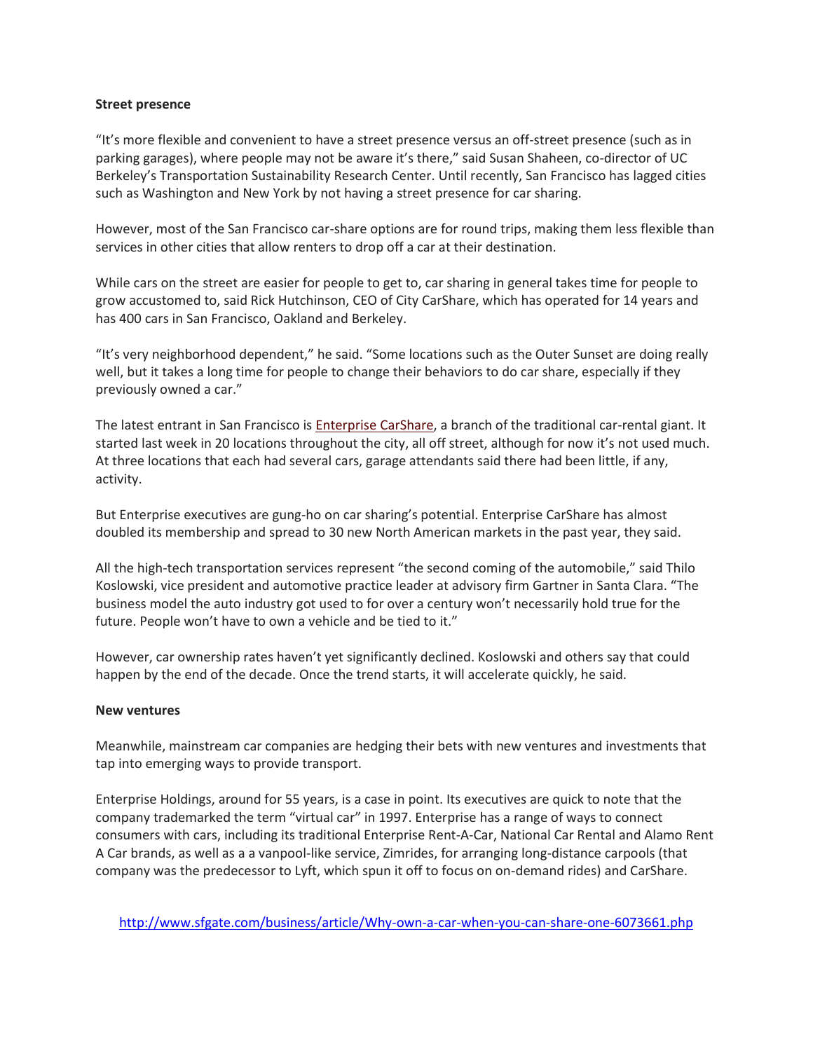**Street presence**

"It's more flexible and convenient to have a street presence versus an off-street presence (such as in parking garages), where people may not be aware it's there," said Susan Shaheen, co-director of UC Berkeley's Transportation Sustainability Research Center. Until recently, San Francisco has lagged cities such as Washington and New York by not having a street presence for car sharing.

However, most of the San Francisco car-share options are for round trips, making them less flexible than services in other cities that allow renters to drop off a car at their destination.

While cars on the street are easier for people to get to, car sharing in general takes time for people to grow accustomed to, said Rick Hutchinson, CEO of City CarShare, which has operated for 14 years and has 400 cars in San Francisco, Oakland and Berkeley.

"It's very neighborhood dependent," he said. "Some locations such as the Outer Sunset are doing really well, but it takes a long time for people to change their behaviors to do car share, especially if they previously owned a car."

The latest entrant in San Francisco is Enterprise CarShare, a branch of the traditional car-rental giant. It started last week in 20 locations throughout the city, all off street, although for now it's not used much. At three locations that each had several cars, garage attendants said there had been little, if any, activity.

But Enterprise executives are gung-ho on car sharing's potential. Enterprise CarShare has almost doubled its membership and spread to 30 new North American markets in the past year, they said.

All the high-tech transportation services represent "the second coming of the automobile," said Thilo Koslowski, vice president and automotive practice leader at advisory firm Gartner in Santa Clara. "The business model the auto industry got used to for over a century won't necessarily hold true for the future. People won't have to own a vehicle and be tied to it."

However, car ownership rates haven't yet significantly declined. Koslowski and others say that could happen by the end of the decade. Once the trend starts, it will accelerate quickly, he said.

**New ventures**

Meanwhile, mainstream car companies are hedging their bets with new ventures and investments that tap into emerging ways to provide transport.

Enterprise Holdings, around for 55 years, is a case in point. Its executives are quick to note that the company trademarked the term "virtual car" in 1997. Enterprise has a range of ways to connect consumers with cars, including its traditional Enterprise Rent-A-Car, National Car Rental and Alamo Rent A Car brands, as well as a a vanpool-like service, Zimrides, for arranging long-distance carpools (that company was the predecessor to Lyft, which spun it off to focus on on-demand rides) and CarShare.

http://www.sfgate.com/business/article/Why-own-a-car-when-you-can-share-one-6073661.php